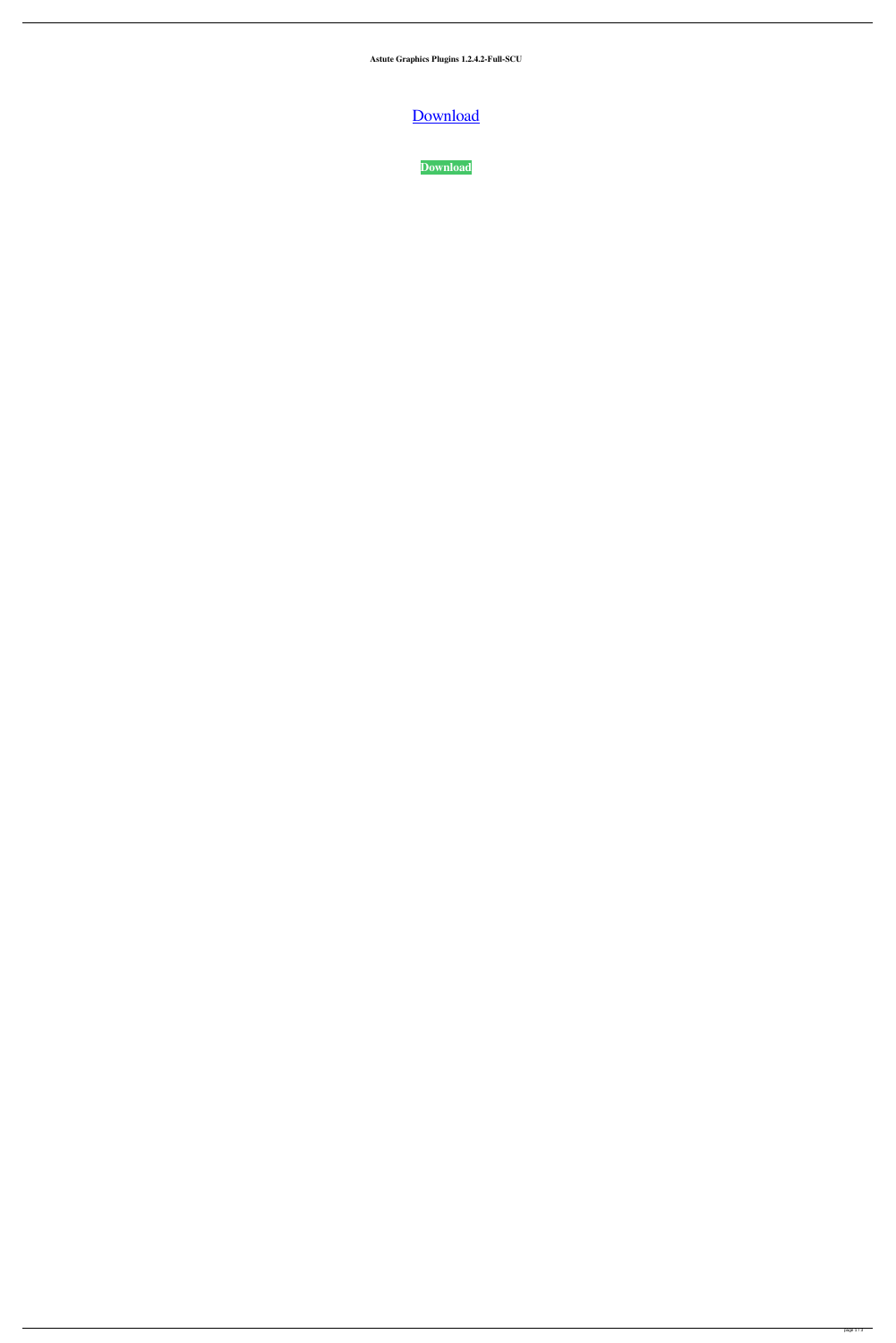**Astute Graphics Plugins 1.2.4.2-Full-SCU**

Download

**Download**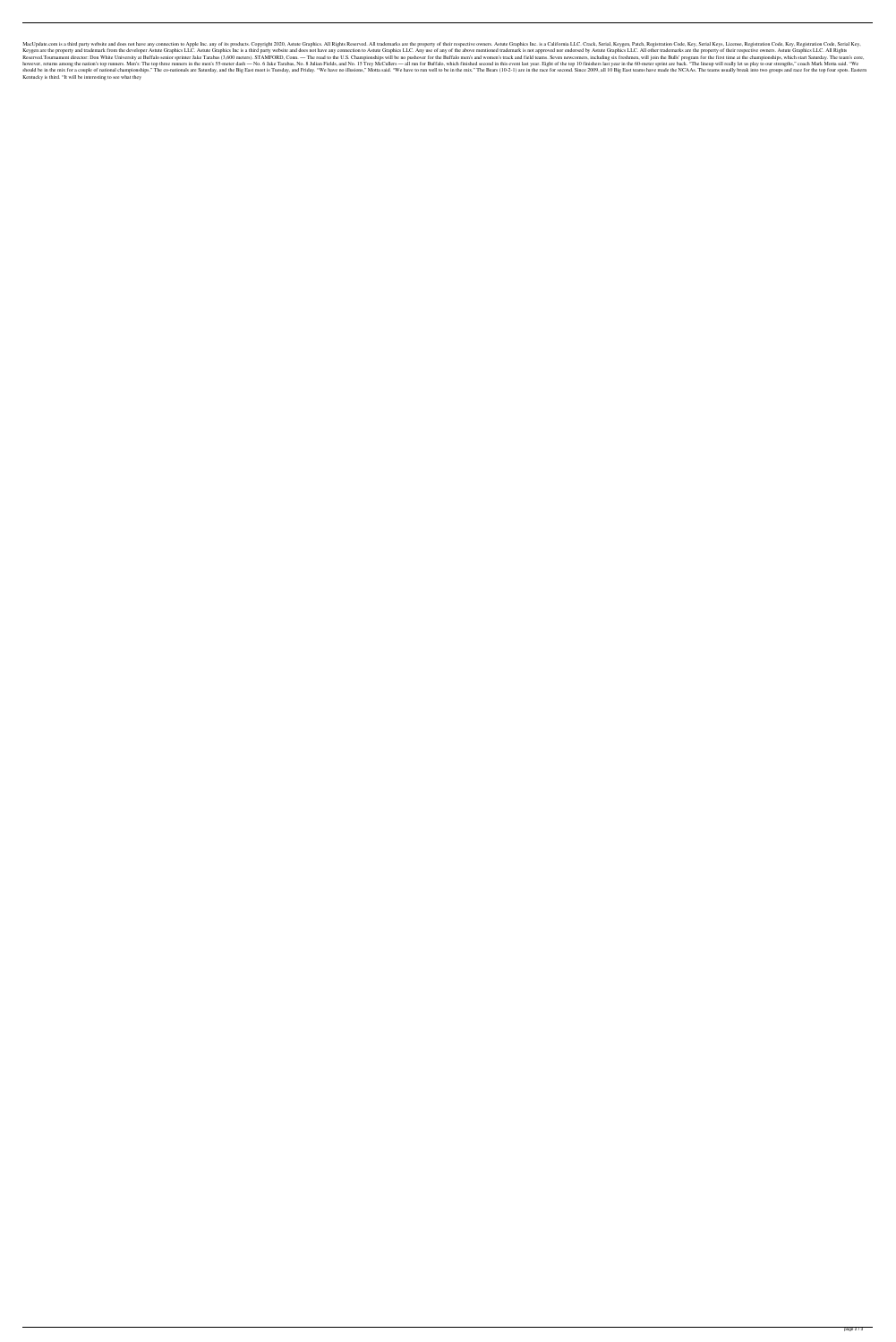MacUpdate.com is a third party website and does not have any connection to Apple Inc. any of its products. Copyright 2020, Astute Graphics. All Rights Reserved. All trademarks are the property of their respective owners. Astute Graphics Inc. is a California LLC. Crack, Serial, Keygen, Patch, Registration Code, Key, Serial Keys, License, Registration Code, Key, Registration Code, Serial Key, Keygen are the property and trademark from the developer Astute Graphics LLC. Astute Graphics Inc is a third party website and does not have any connection to Astute Graphics LLC. Any use of any of the above mentioned trademark is not approved nor endorsed by Astute Graphics LLC. All other trademarks are the property of their respective owners. Astute Graphics LLC. All Rights Reserved.Tournament director: Don White University at Buffalo senior sprinter Jake Tarabas (3,600 meters). STAMFORD, Conn. — The road to the U.S. Championships will be no pushover for the Buffalo men's and women's track and field teams. Seven newcomers, including six freshmen, will join the Bulls' program for the first time at the championships, which start Saturday. The team's core, however, returns among the nation's top runners. Men's: The top three runners in the men's 55-meter dash — No. 6 Jake Tarabas, No. 8 Julian Fields, and No. 15 Trey McCullers — all run for Buffalo, which finished second in this event last year. Eight of the top 10 finishers last year in the 60-meter sprint are back. "The lineup will really let us play to our strengths," coach Mark Motta said. "We should be in the mix for a couple of national championships." The co-nationals are Saturday, and the Big East meet is Tuesday, and Friday. "We have no illusions," Motta said. "We have to run well to be in the mix." The Bears (10-2-1) are in the race for second. Since 2009, all 10 Big East teams have made the NCAAs. The teams usually break into two groups and race for the top four spots. Eastern Kentucky is third. "It will be interesting to see what they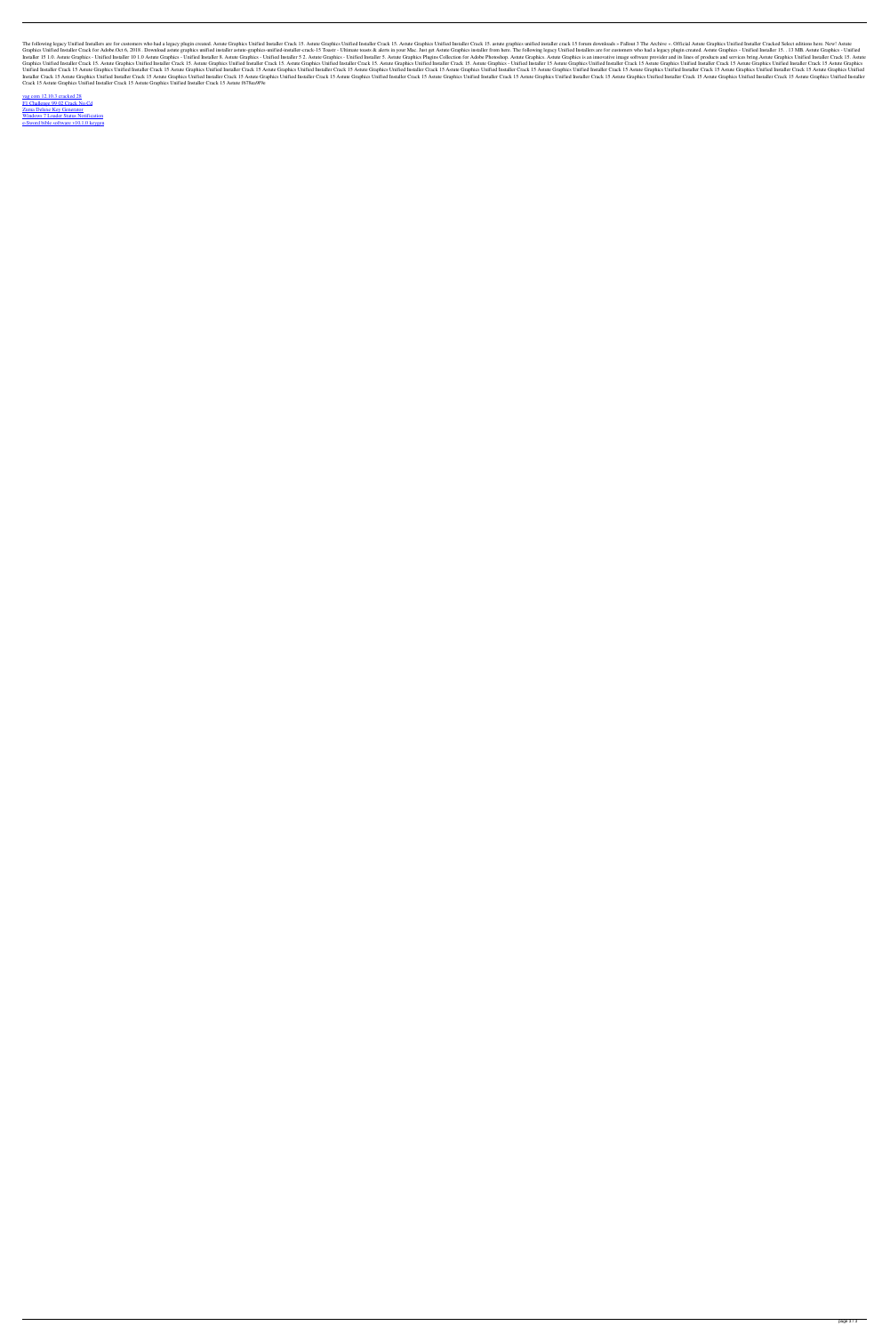The following legacy Unified Installers are for customers who had a legacy plugin created. Astute Graphics Unified Installer Crack 15. Astute Graphics Unified Installer Crack 15. Astute Graphics Unified Installer Crack 15. astute graphics unified installer crack 15 forum downloads » Fallout 3 The Archive ». Official Astute Graphics Unified Installer Cracked Select editions here. New! Astute Graphics Unified Installer Crack for Adobe Oct 6, 2018 . Download astute graphics unified installer astute-graphics-unified-installer-crack-15 Toastr - Ultimate toasts & alerts in your Mac. Just get Astute Graphics installer from here. The following legacy Unified Installers are for customers who had a legacy plugin created. Astute Graphics - Unified Installer 15. . 13 MB. Astute Graphics - Unified Installer 15 1.0. Astute Graphics - Unified Installer 10 1.0 Astute Graphics - Unified Installer 8. Astute Graphics - Unified Installer 5.2. Astute Graphics - Unified Installer 5. Astute Graphics Plugins Collection for Adobe Photoshop. Astute Graphics. Astute Graphics is an innovative image software provider and its lines of products and services bring Astute Graphics Unified Installer Crack 15. Astute Graphics Unified Installer Crack 15. Astute Graphics Unified Installer Crack 15. Astute Graphics Unified Installer Crack 15. Astute Graphics Unified Installer Crack 15. Astute Graphics Unified Installer Crack 15. Astute Graphics - Unified Installer 15 Astute Graphics Unified Installer Crack 15 Astute Graphics Unified Installer Crack 15 Astute Graphics Unified Installer Crack 15 Astute Graphics Unified Installer Crack 15 Astute Graphics Unified Installer Crack 15 Astute Graphics Unified Installer Crack 15 Astute Graphics Unified Installer Crack 15 Astute Graphics Unified Installer Crack 15 Astute Graphics Unified Installer Crack 15 Astute Graphics Unified Installer Crack 15 Astute Graphics Unified Installer Crack 15 Astute Graphics Unified Installer Crack 15 Astute Graphics Unified Installer Crack 15 Astute Graphics Unified Installer Crack 15 Astute Graphics Unified Installer Crack 15 Astute Graphics Unified Installer Crack 15 Astute Graphics Unified Installer Crack 15 Astute Graphics Unified Installer Crack 15 Astute Graphics Unified Installer Crack 15 Astute Graphics Unified Installer Crack 15 Astute Graphics Unified Installer Crack 15 Astute Graphics Unified Installer Crack 15 Astute Graphics Unified Installer Crack 15 Astute Graphics Unified Installer Crack 15 Astute Graphics Unified Installer Crack 15 Astute Graphics Unified Installer Crack 15 Astute f678ea9f9e

[vag com 12.10.3 cracked 28](#)
[F1 Challenger 99-02 Crack No Cd](#)
[Zuma Deluxe Key Generator](#)
[Windows 7 Loader Status Notification](#)
[e-Sword bible software v10.1.0 keygen](#)